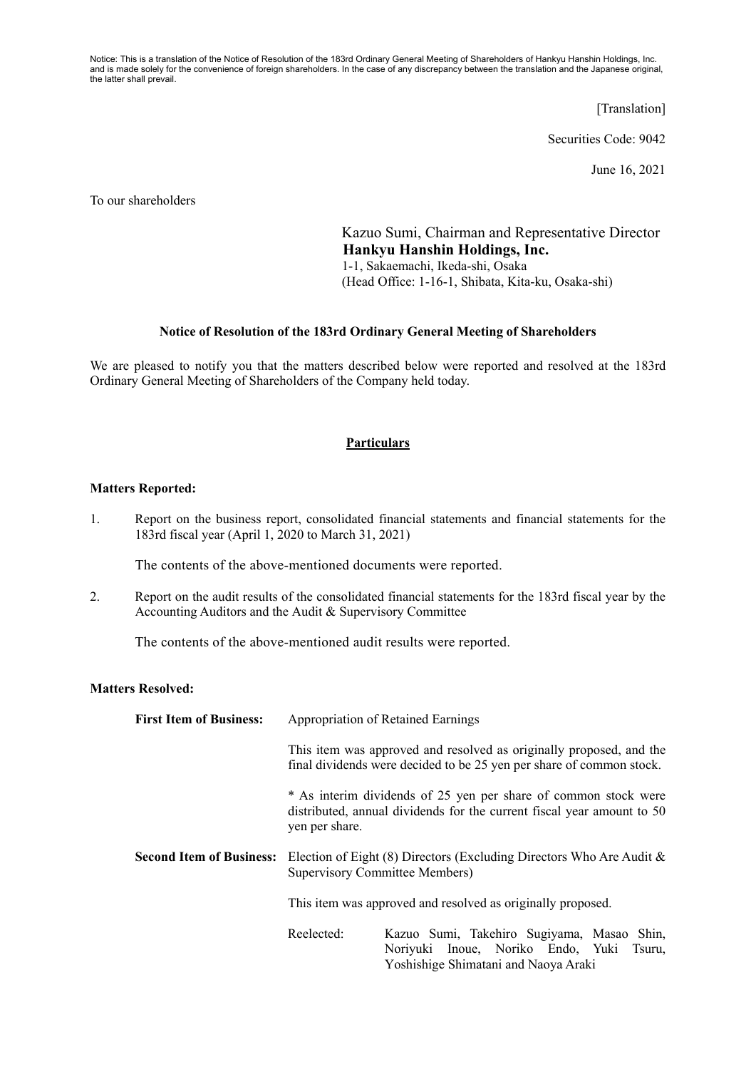Notice: This is a translation of the Notice of Resolution of the 183rd Ordinary General Meeting of Shareholders of Hankyu Hanshin Holdings, Inc. and is made solely for the convenience of foreign shareholders. In the case of any discrepancy between the translation and the Japanese original, the latter shall prevail.

[Translation]

Securities Code: 9042

June 16, 2021

To our shareholders

Kazuo Sumi, Chairman and Representative Director
**Hankyu Hanshin Holdings, Inc.**
1-1, Sakaemachi, Ikeda-shi, Osaka
(Head Office: 1-16-1, Shibata, Kita-ku, Osaka-shi)

**Notice of Resolution of the 183rd Ordinary General Meeting of Shareholders**

We are pleased to notify you that the matters described below were reported and resolved at the 183rd Ordinary General Meeting of Shareholders of the Company held today.

**Particulars**

**Matters Reported:**

1. Report on the business report, consolidated financial statements and financial statements for the 183rd fiscal year (April 1, 2020 to March 31, 2021)

   The contents of the above-mentioned documents were reported.

2. Report on the audit results of the consolidated financial statements for the 183rd fiscal year by the Accounting Auditors and the Audit & Supervisory Committee

   The contents of the above-mentioned audit results were reported.

**Matters Resolved:**

**First Item of Business:** Appropriation of Retained Earnings

This item was approved and resolved as originally proposed, and the final dividends were decided to be 25 yen per share of common stock.

* As interim dividends of 25 yen per share of common stock were distributed, annual dividends for the current fiscal year amount to 50 yen per share.

**Second Item of Business:** Election of Eight (8) Directors (Excluding Directors Who Are Audit & Supervisory Committee Members)

This item was approved and resolved as originally proposed.

Reelected: Kazuo Sumi, Takehiro Sugiyama, Masao Shin, Noriyuki Inoue, Noriko Endo, Yuki Tsuru, Yoshishige Shimatani and Naoya Araki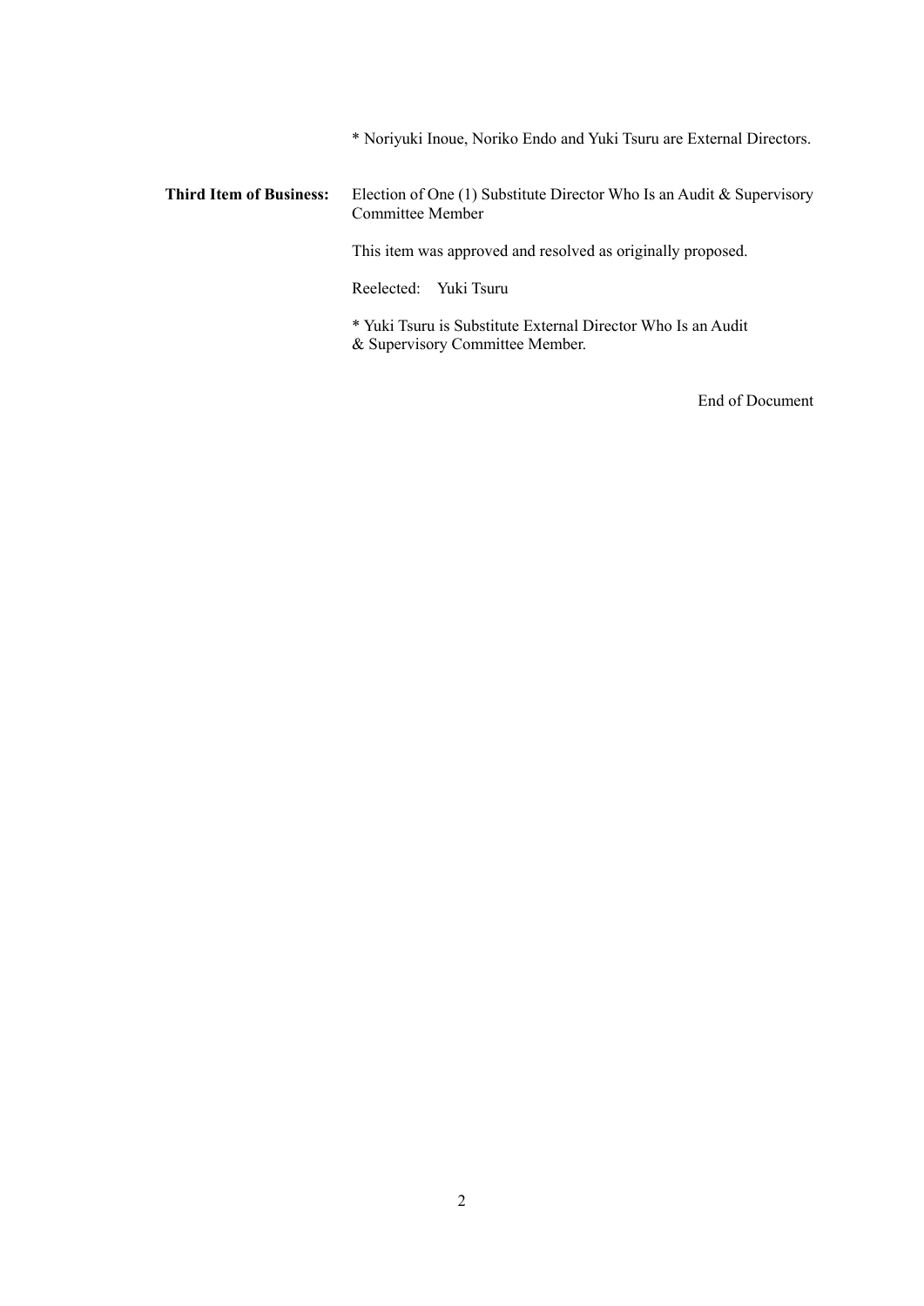\* Noriyuki Inoue, Noriko Endo and Yuki Tsuru are External Directors.

**Third Item of Business:** Election of One (1) Substitute Director Who Is an Audit & Supervisory Committee Member

This item was approved and resolved as originally proposed.

Reelected: Yuki Tsuru

\* Yuki Tsuru is Substitute External Director Who Is an Audit & Supervisory Committee Member.

End of Document